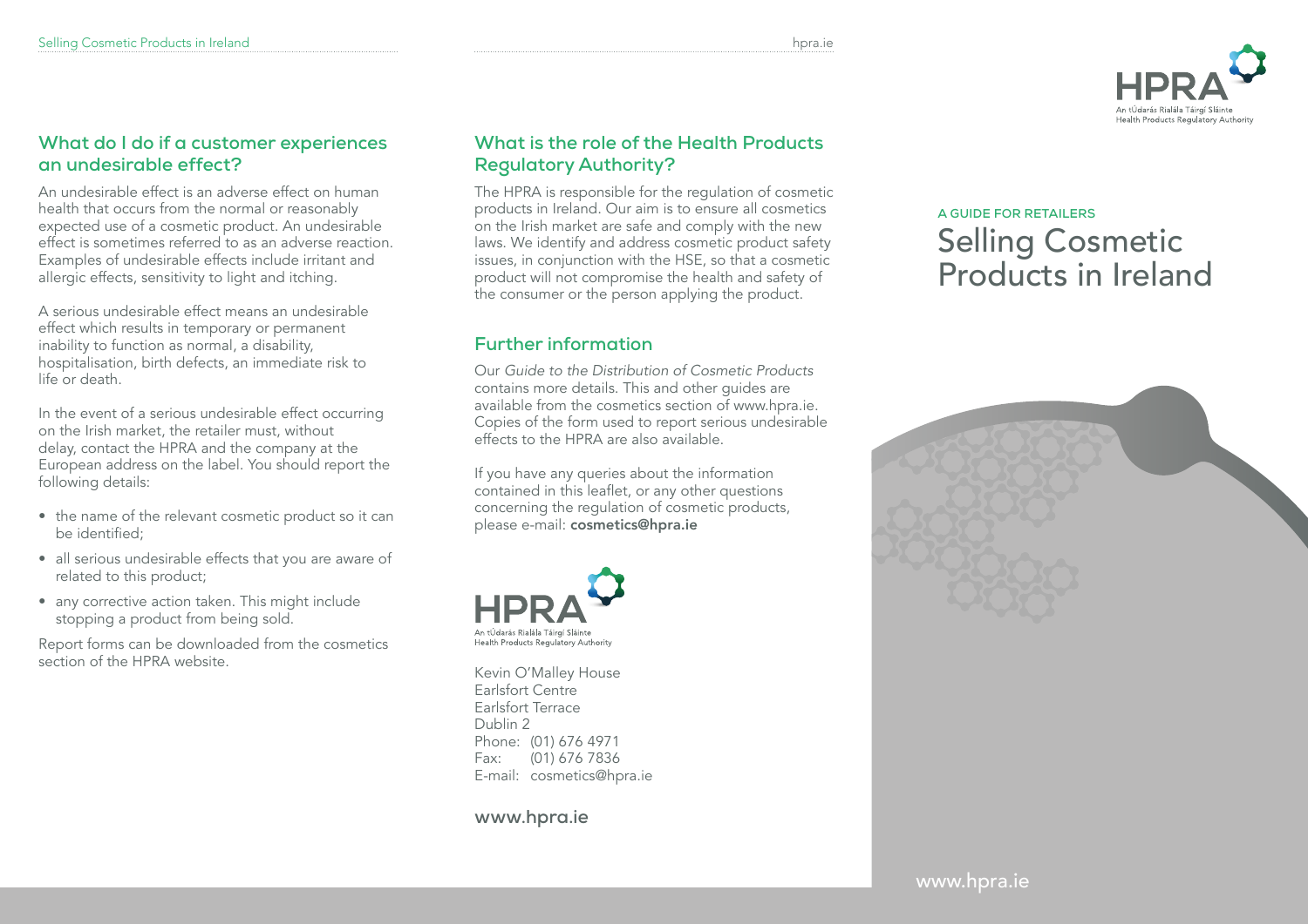## What do I do if a customer experiences an undesirable effect?

An undesirable effect is an adverse effect on human health that occurs from the normal or reasonably expected use of a cosmetic product. An undesirable effect is sometimes referred to as an adverse reaction. Examples of undesirable effects include irritant and allergic effects, sensitivity to light and itching.

A serious undesirable effect means an undesirable effect which results in temporary or permanent inability to function as normal, a disability, hospitalisation, birth defects, an immediate risk to life or death.

In the event of a serious undesirable effect occurring on the Irish market, the retailer must, without delay, contact the HPRA and the company at the European address on the label. You should report the following details:

- the name of the relevant cosmetic product so it can be identified;
- all serious undesirable effects that you are aware of related to this product;
- any corrective action taken. This might include stopping a product from being sold.

Report forms can be downloaded from the cosmetics section of the HPRA website.

## What is the role of the Health Products Regulatory Authority?

The HPRA is responsible for the regulation of cosmetic products in Ireland. Our aim is to ensure all cosmetics on the Irish market are safe and comply with the new laws. We identify and address cosmetic product safety issues, in conjunction with the HSE, so that a cosmetic product will not compromise the health and safety of the consumer or the person applying the product.

## Further information

Our *Guide to the Distribution of Cosmetic Products* contains more details. This and other guides are available from the cosmetics section of www.hpra.ie. Copies of the form used to report serious undesirable effects to the HPRA are also available.

If you have any queries about the information contained in this leaflet, or any other questions concerning the regulation of cosmetic products, please e-mail: **cosmetics@hpra.ie**

HPRA
An tÚdarás Rialála Táirgí Sláinte
Health Products Regulatory Authority

Kevin O'Malley House
Earlsfort Centre
Earlsfort Terrace
Dublin 2
Phone: (01) 676 4971
Fax: (01) 676 7836
E-mail: cosmetics@hpra.ie

**www.hpra.ie**

HPRA
An tÚdarás Rialála Táirgí Sláinte
Health Products Regulatory Authority

A GUIDE FOR RETAILERS

# Selling Cosmetic Products in Ireland

www.hpra.ie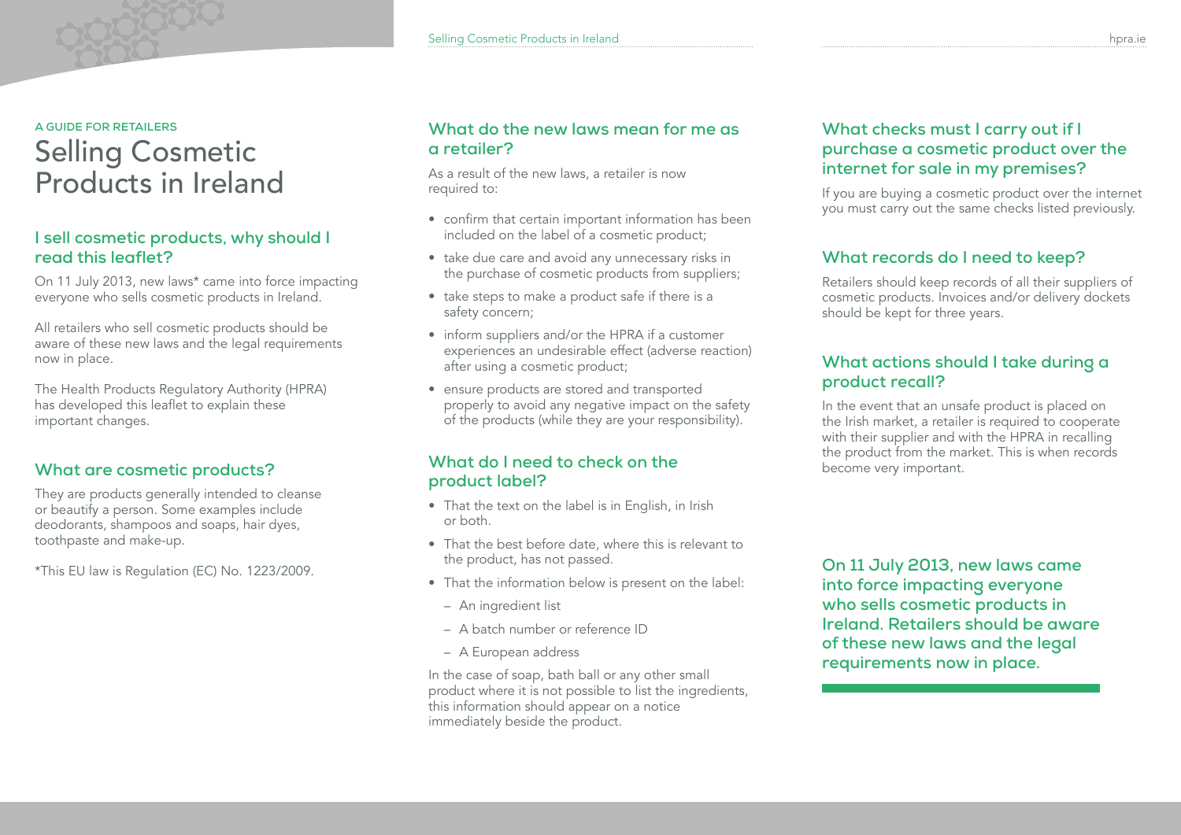A GUIDE FOR RETAILERS

# Selling Cosmetic Products in Ireland

## I sell cosmetic products, why should I read this leaflet?

On 11 July 2013, new laws* came into force impacting everyone who sells cosmetic products in Ireland.

All retailers who sell cosmetic products should be aware of these new laws and the legal requirements now in place.

The Health Products Regulatory Authority (HPRA) has developed this leaflet to explain these important changes.

## What are cosmetic products?

They are products generally intended to cleanse or beautify a person. Some examples include deodorants, shampoos and soaps, hair dyes, toothpaste and make-up.

*This EU law is Regulation (EC) No. 1223/2009.

## What do the new laws mean for me as a retailer?

As a result of the new laws, a retailer is now required to:

- confirm that certain important information has been included on the label of a cosmetic product;
- take due care and avoid any unnecessary risks in the purchase of cosmetic products from suppliers;
- take steps to make a product safe if there is a safety concern;
- inform suppliers and/or the HPRA if a customer experiences an undesirable effect (adverse reaction) after using a cosmetic product;
- ensure products are stored and transported properly to avoid any negative impact on the safety of the products (while they are your responsibility).

## What do I need to check on the product label?

- That the text on the label is in English, in Irish or both.
- That the best before date, where this is relevant to the product, has not passed.
- That the information below is present on the label:
  - An ingredient list
  - A batch number or reference ID
  - A European address

In the case of soap, bath ball or any other small product where it is not possible to list the ingredients, this information should appear on a notice immediately beside the product.

## What checks must I carry out if I purchase a cosmetic product over the internet for sale in my premises?

If you are buying a cosmetic product over the internet you must carry out the same checks listed previously.

## What records do I need to keep?

Retailers should keep records of all their suppliers of cosmetic products. Invoices and/or delivery dockets should be kept for three years.

## What actions should I take during a product recall?

In the event that an unsafe product is placed on the Irish market, a retailer is required to cooperate with their supplier and with the HPRA in recalling the product from the market. This is when records become very important.

**On 11 July 2013, new laws came into force impacting everyone who sells cosmetic products in Ireland. Retailers should be aware of these new laws and the legal requirements now in place.**